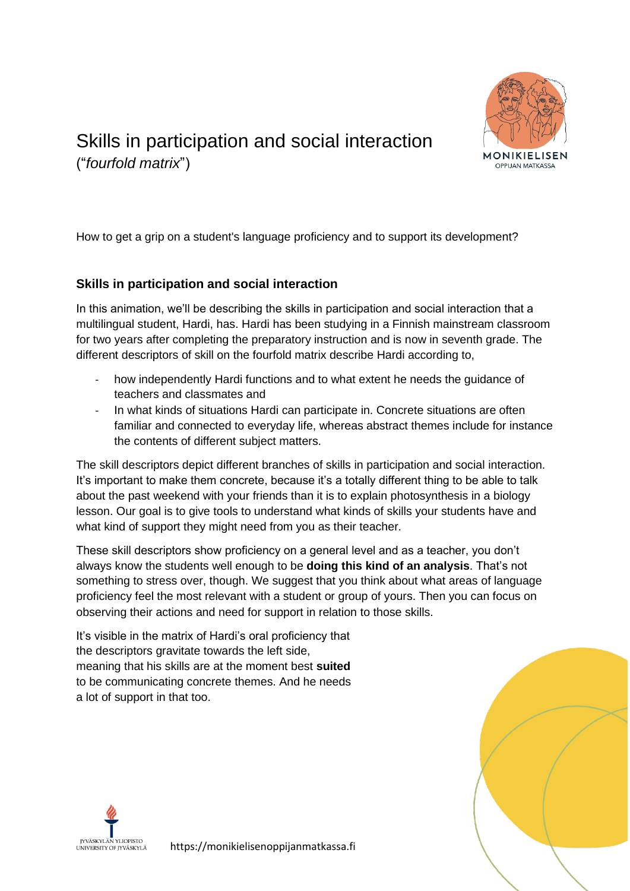# Skills in participation and social interaction
("*fourfold matrix*")

How to get a grip on a student's language proficiency and to support its development?

## Skills in participation and social interaction

In this animation, we'll be describing the skills in participation and social interaction that a multilingual student, Hardi, has. Hardi has been studying in a Finnish mainstream classroom for two years after completing the preparatory instruction and is now in seventh grade. The different descriptors of skill on the fourfold matrix describe Hardi according to,

- how independently Hardi functions and to what extent he needs the guidance of teachers and classmates and
- In what kinds of situations Hardi can participate in. Concrete situations are often familiar and connected to everyday life, whereas abstract themes include for instance the contents of different subject matters.

The skill descriptors depict different branches of skills in participation and social interaction. It's important to make them concrete, because it's a totally different thing to be able to talk about the past weekend with your friends than it is to explain photosynthesis in a biology lesson. Our goal is to give tools to understand what kinds of skills your students have and what kind of support they might need from you as their teacher.

These skill descriptors show proficiency on a general level and as a teacher, you don't always know the students well enough to be **doing this kind of an analysis**. That's not something to stress over, though. We suggest that you think about what areas of language proficiency feel the most relevant with a student or group of yours. Then you can focus on observing their actions and need for support in relation to those skills.

It's visible in the matrix of Hardi's oral proficiency that the descriptors gravitate towards the left side, meaning that his skills are at the moment best **suited** to be communicating concrete themes. And he needs a lot of support in that too.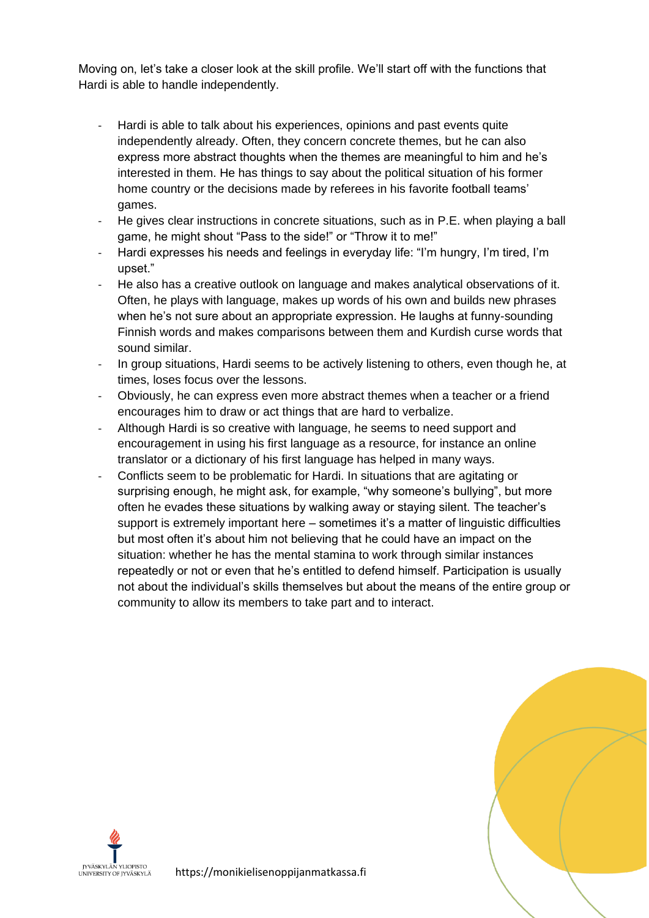Moving on, let's take a closer look at the skill profile. We'll start off with the functions that Hardi is able to handle independently.

- Hardi is able to talk about his experiences, opinions and past events quite independently already. Often, they concern concrete themes, but he can also express more abstract thoughts when the themes are meaningful to him and he's interested in them. He has things to say about the political situation of his former home country or the decisions made by referees in his favorite football teams' games.
- He gives clear instructions in concrete situations, such as in P.E. when playing a ball game, he might shout "Pass to the side!" or "Throw it to me!"
- Hardi expresses his needs and feelings in everyday life: "I'm hungry, I'm tired, I'm upset."
- He also has a creative outlook on language and makes analytical observations of it. Often, he plays with language, makes up words of his own and builds new phrases when he's not sure about an appropriate expression. He laughs at funny-sounding Finnish words and makes comparisons between them and Kurdish curse words that sound similar.
- In group situations, Hardi seems to be actively listening to others, even though he, at times, loses focus over the lessons.
- Obviously, he can express even more abstract themes when a teacher or a friend encourages him to draw or act things that are hard to verbalize.
- Although Hardi is so creative with language, he seems to need support and encouragement in using his first language as a resource, for instance an online translator or a dictionary of his first language has helped in many ways.
- Conflicts seem to be problematic for Hardi. In situations that are agitating or surprising enough, he might ask, for example, "why someone's bullying", but more often he evades these situations by walking away or staying silent. The teacher's support is extremely important here – sometimes it's a matter of linguistic difficulties but most often it's about him not believing that he could have an impact on the situation: whether he has the mental stamina to work through similar instances repeatedly or not or even that he's entitled to defend himself. Participation is usually not about the individual's skills themselves but about the means of the entire group or community to allow its members to take part and to interact.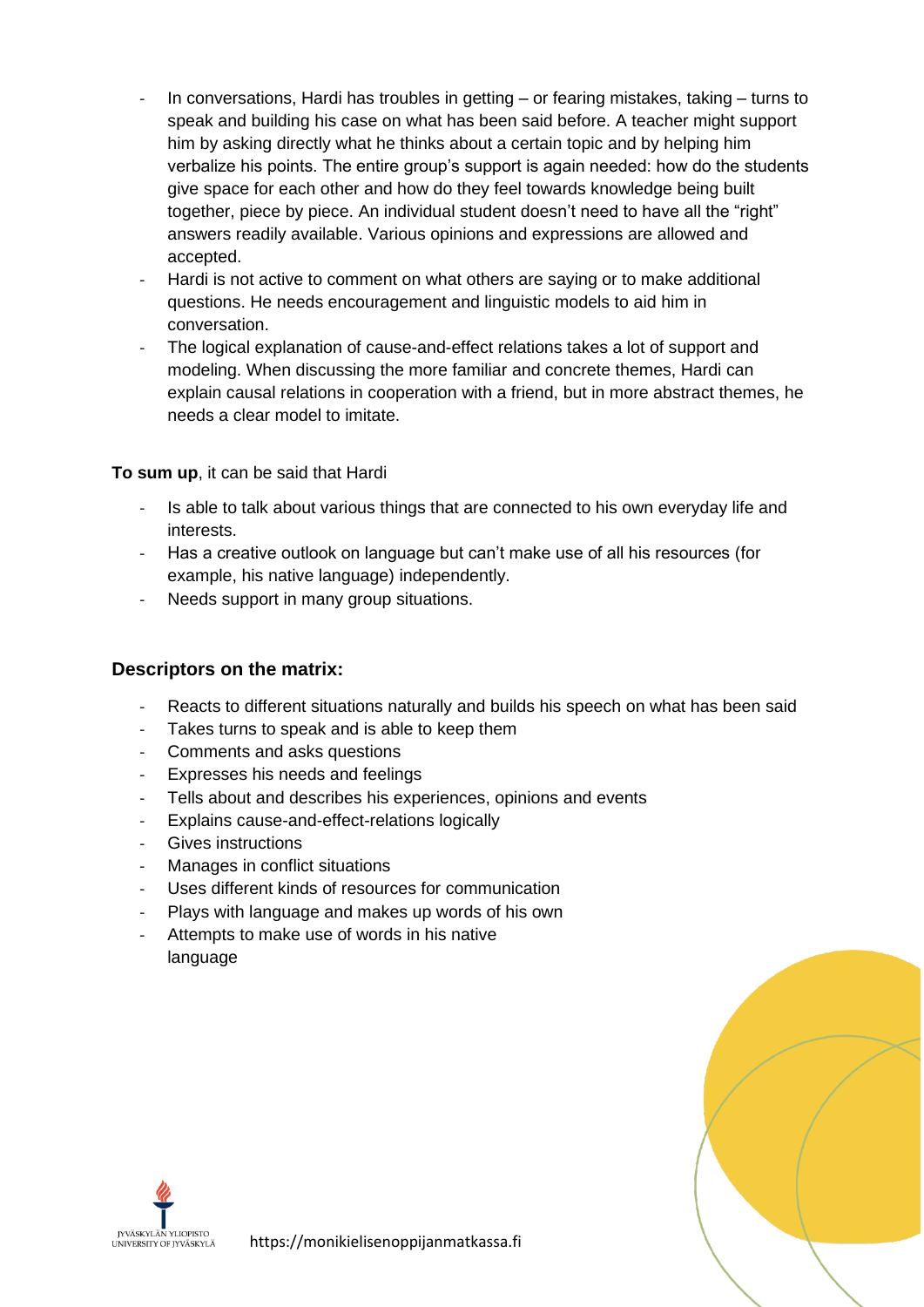- In conversations, Hardi has troubles in getting – or fearing mistakes, taking – turns to speak and building his case on what has been said before. A teacher might support him by asking directly what he thinks about a certain topic and by helping him verbalize his points. The entire group's support is again needed: how do the students give space for each other and how do they feel towards knowledge being built together, piece by piece. An individual student doesn't need to have all the "right" answers readily available. Various opinions and expressions are allowed and accepted.
- Hardi is not active to comment on what others are saying or to make additional questions. He needs encouragement and linguistic models to aid him in conversation.
- The logical explanation of cause-and-effect relations takes a lot of support and modeling. When discussing the more familiar and concrete themes, Hardi can explain causal relations in cooperation with a friend, but in more abstract themes, he needs a clear model to imitate.

**To sum up**, it can be said that Hardi

- Is able to talk about various things that are connected to his own everyday life and interests.
- Has a creative outlook on language but can't make use of all his resources (for example, his native language) independently.
- Needs support in many group situations.

### Descriptors on the matrix:

- Reacts to different situations naturally and builds his speech on what has been said
- Takes turns to speak and is able to keep them
- Comments and asks questions
- Expresses his needs and feelings
- Tells about and describes his experiences, opinions and events
- Explains cause-and-effect-relations logically
- Gives instructions
- Manages in conflict situations
- Uses different kinds of resources for communication
- Plays with language and makes up words of his own
- Attempts to make use of words in his native language